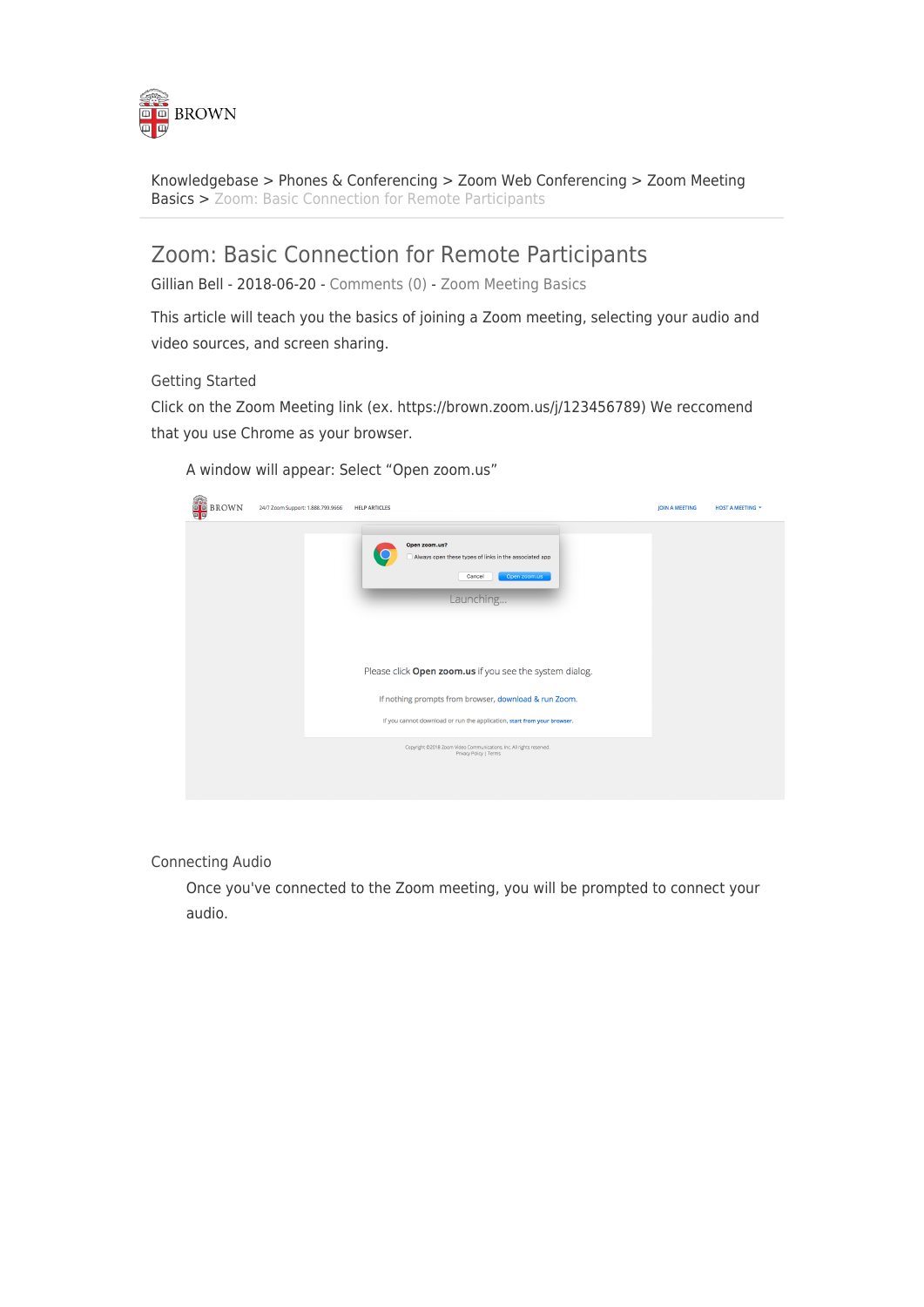Knowledgebase > Phones & Conferencing > Zoom Web Conferencing > Zoom Meeting Basics > Zoom: Basic Connection for Remote Participants

# Zoom: Basic Connection for Remote Participants

Gillian Bell - 2018-06-20 - Comments (0) - Zoom Meeting Basics

This article will teach you the basics of joining a Zoom meeting, selecting your audio and video sources, and screen sharing.

## Getting Started

Click on the Zoom Meeting link (ex. https://brown.zoom.us/j/123456789) We reccomend that you use Chrome as your browser.

A window will appear: Select "Open zoom.us"

## Connecting Audio

Once you've connected to the Zoom meeting, you will be prompted to connect your audio.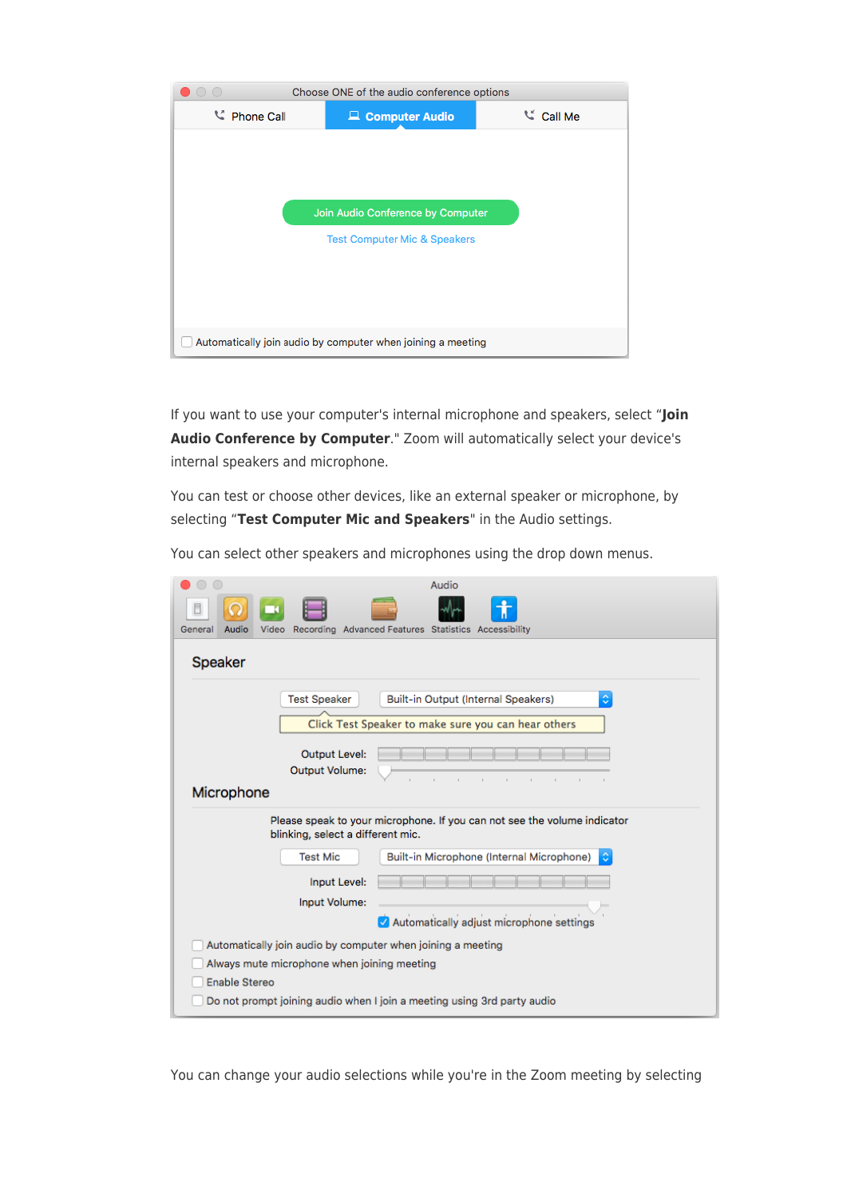If you want to use your computer's internal microphone and speakers, select "**Join Audio Conference by Computer**." Zoom will automatically select your device's internal speakers and microphone.

You can test or choose other devices, like an external speaker or microphone, by selecting "**Test Computer Mic and Speakers**" in the Audio settings.

You can select other speakers and microphones using the drop down menus.

You can change your audio selections while you're in the Zoom meeting by selecting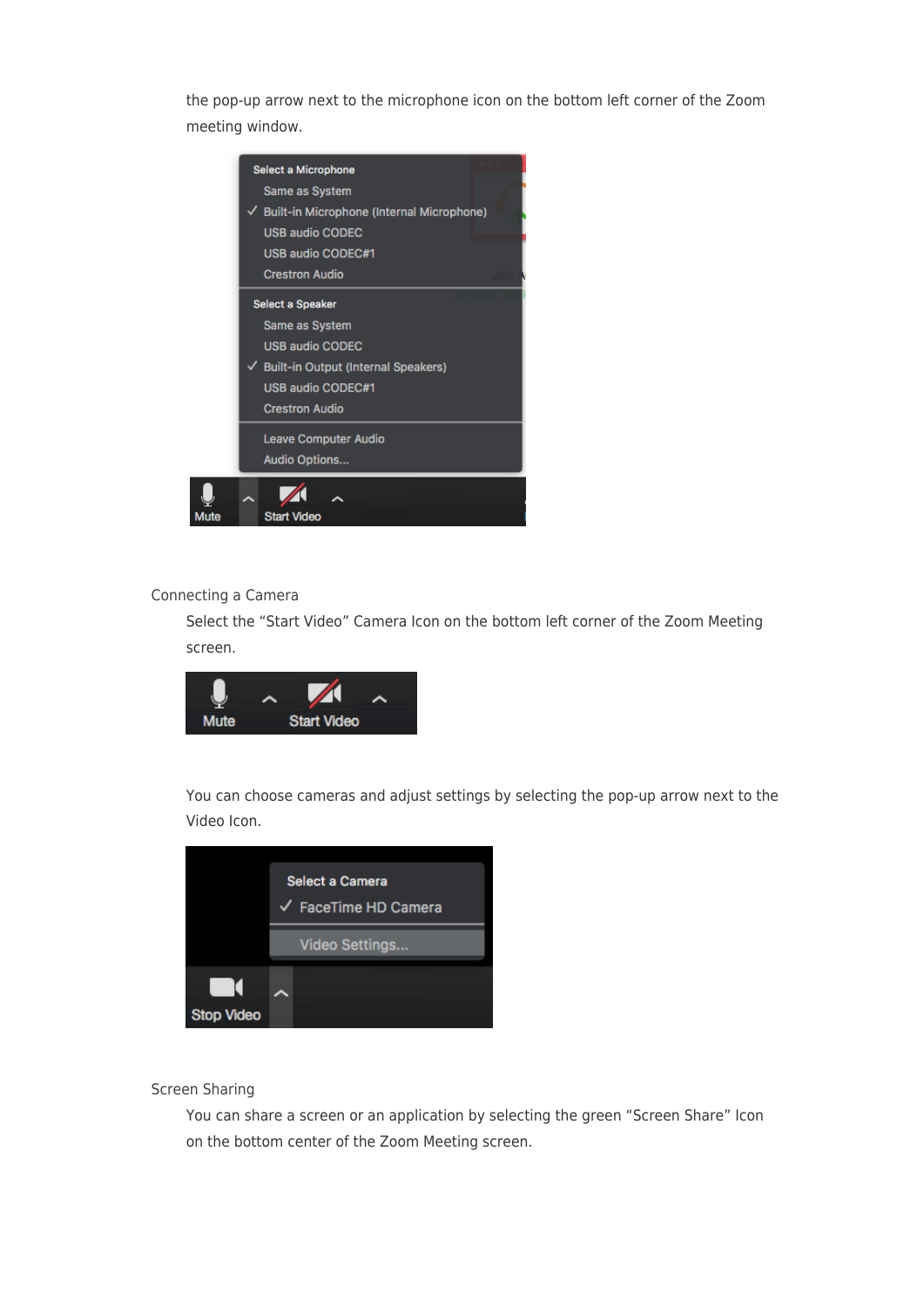the pop-up arrow next to the microphone icon on the bottom left corner of the Zoom meeting window.

## Connecting a Camera

Select the “Start Video” Camera Icon on the bottom left corner of the Zoom Meeting screen.

You can choose cameras and adjust settings by selecting the pop-up arrow next to the Video Icon.

## Screen Sharing

You can share a screen or an application by selecting the green “Screen Share” Icon on the bottom center of the Zoom Meeting screen.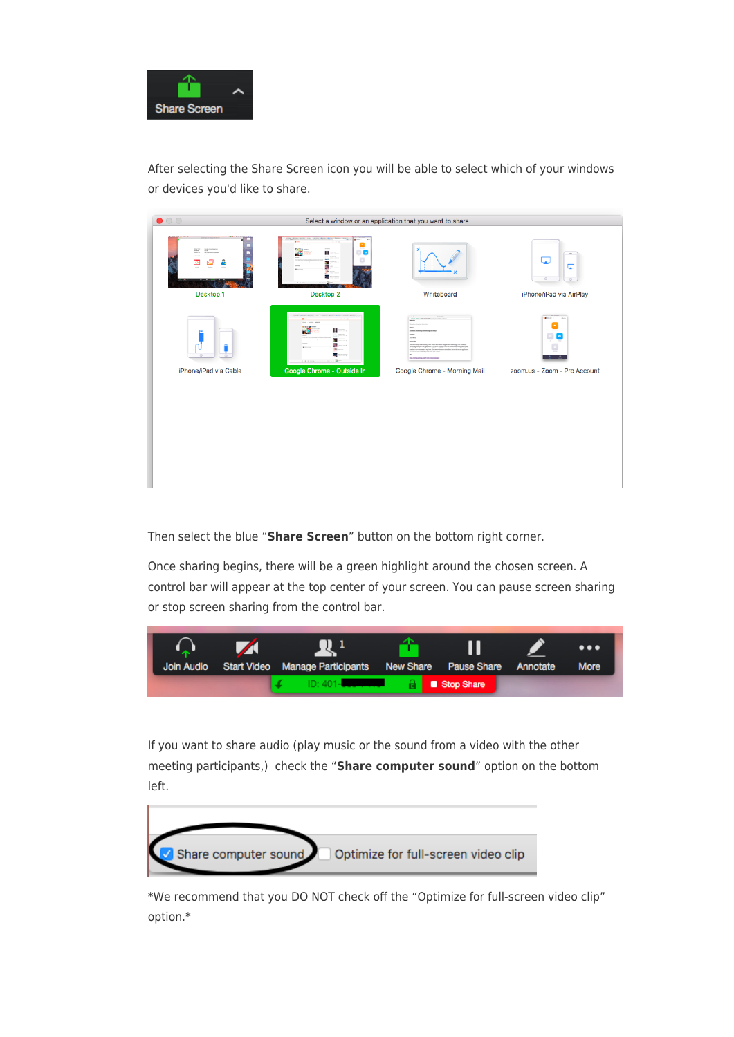After selecting the Share Screen icon you will be able to select which of your windows or devices you'd like to share.

Then select the blue "**Share Screen**" button on the bottom right corner.

Once sharing begins, there will be a green highlight around the chosen screen. A control bar will appear at the top center of your screen. You can pause screen sharing or stop screen sharing from the control bar.

If you want to share audio (play music or the sound from a video with the other meeting participants,) check the "**Share computer sound**" option on the bottom left.

*We recommend that you DO NOT check off the "Optimize for full-screen video clip" option.*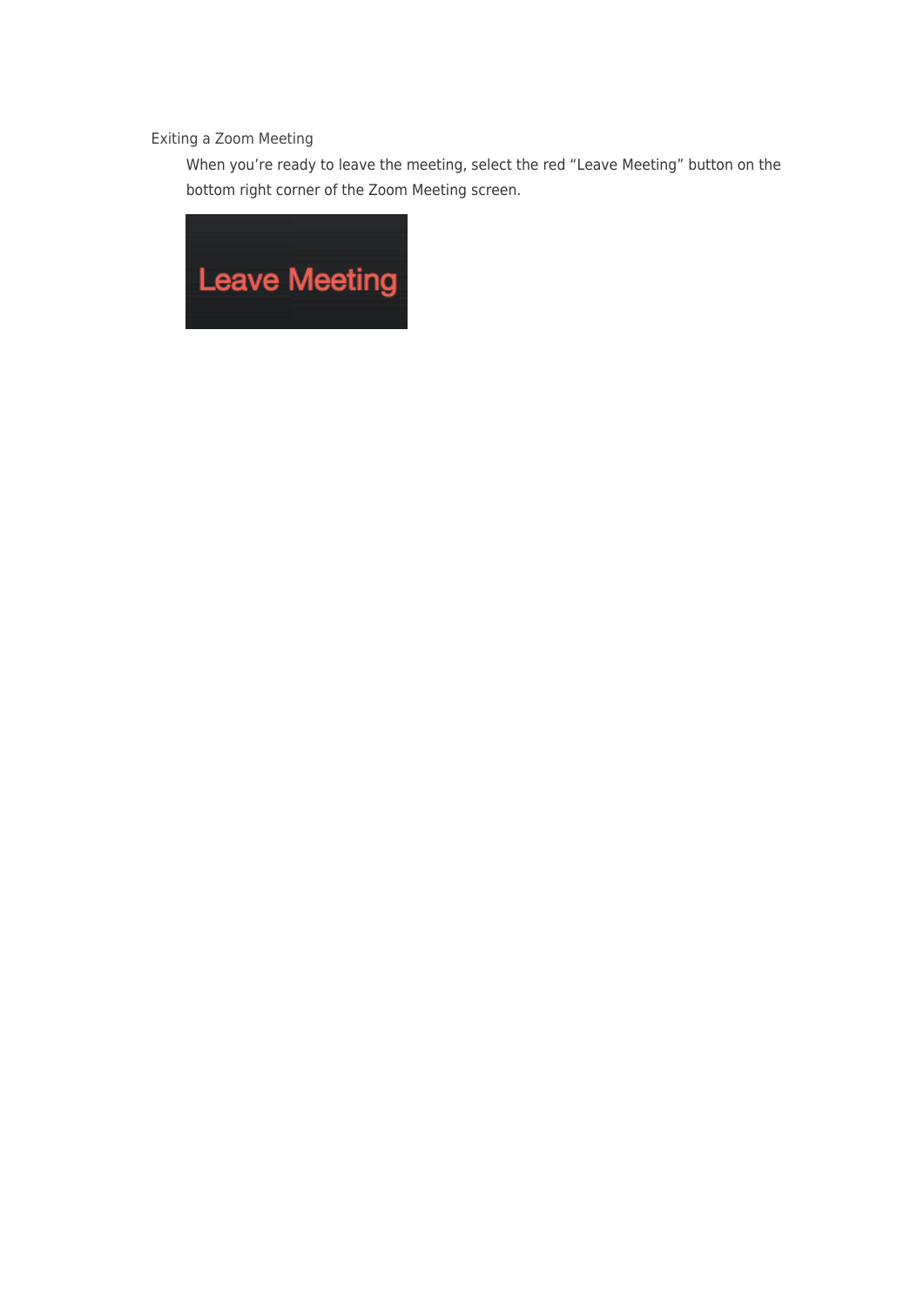## Exiting a Zoom Meeting

When you're ready to leave the meeting, select the red "Leave Meeting" button on the bottom right corner of the Zoom Meeting screen.